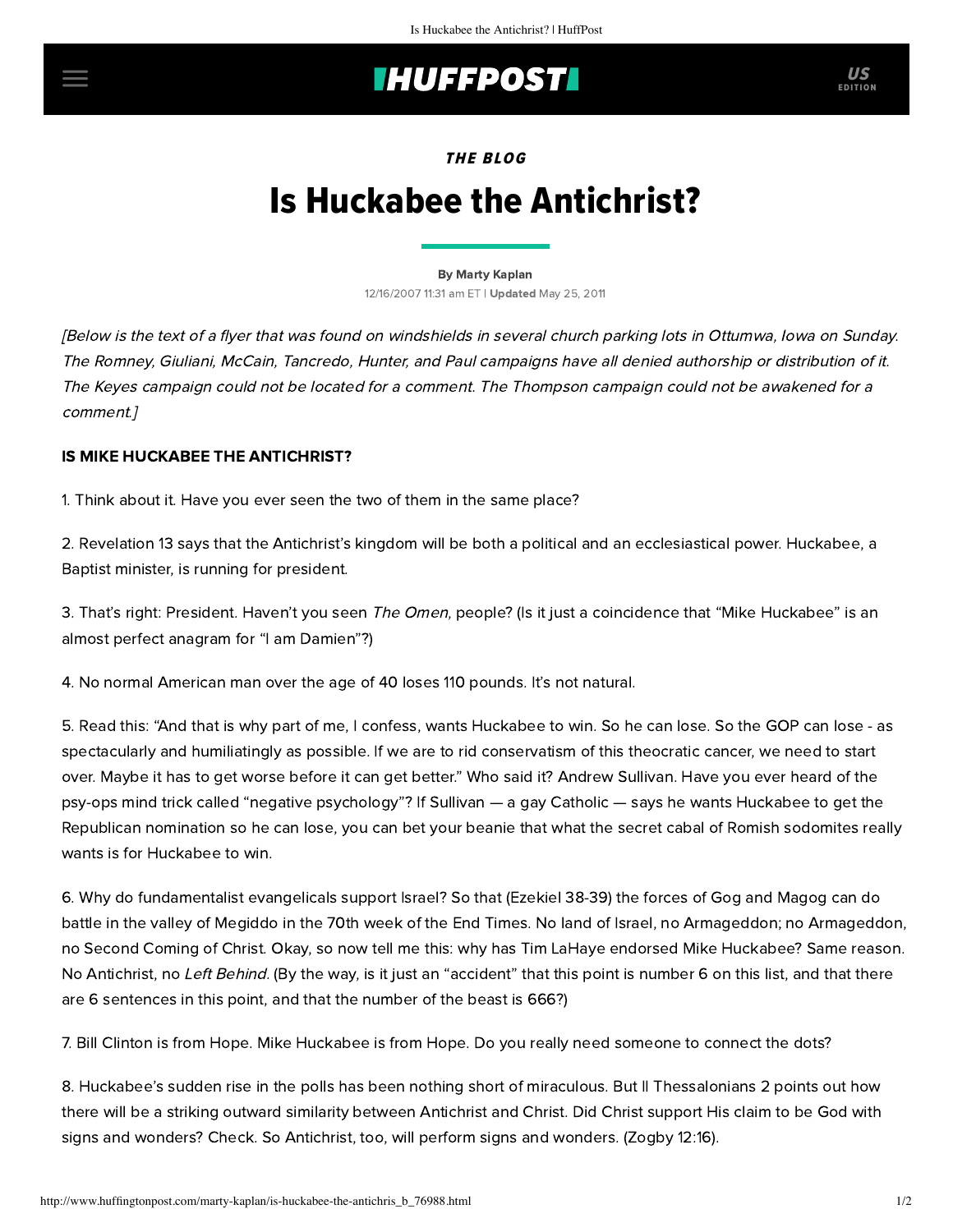THE BLOG

# Is Huckabee the Antichrist?

By Marty Kaplan

12/16/2007 11:31 am ET | **Updated** May 25, 2011

*[Below is the text of a flyer that was found on windshields in several church parking lots in Ottumwa, Iowa on Sunday. The Romney, Giuliani, McCain, Tancredo, Hunter, and Paul campaigns have all denied authorship or distribution of it. The Keyes campaign could not be located for a comment. The Thompson campaign could not be awakened for a comment.]*

**IS MIKE HUCKABEE THE ANTICHRIST?**

1. Think about it. Have you ever seen the two of them in the same place?

2. Revelation 13 says that the Antichrist's kingdom will be both a political and an ecclesiastical power. Huckabee, a Baptist minister, is running for president.

3. That's right: President. Haven't you seen *The Omen*, people? (Is it just a coincidence that "Mike Huckabee" is an almost perfect anagram for "I am Damien"?)

4. No normal American man over the age of 40 loses 110 pounds. It's not natural.

5. Read this: "And that is why part of me, I confess, wants Huckabee to win. So he can lose. So the GOP can lose - as spectacularly and humiliatingly as possible. If we are to rid conservatism of this theocratic cancer, we need to start over. Maybe it has to get worse before it can get better." Who said it? Andrew Sullivan. Have you ever heard of the psy-ops mind trick called "negative psychology"? If Sullivan — a gay Catholic — says he wants Huckabee to get the Republican nomination so he can lose, you can bet your beanie that what the secret cabal of Romish sodomites really wants is for Huckabee to win.

6. Why do fundamentalist evangelicals support Israel? So that (Ezekiel 38-39) the forces of Gog and Magog can do battle in the valley of Megiddo in the 70th week of the End Times. No land of Israel, no Armageddon; no Armageddon, no Second Coming of Christ. Okay, so now tell me this: why has Tim LaHaye endorsed Mike Huckabee? Same reason. No Antichrist, no *Left Behind*. (By the way, is it just an "accident" that this point is number 6 on this list, and that there are 6 sentences in this point, and that the number of the beast is 666?)

7. Bill Clinton is from Hope. Mike Huckabee is from Hope. Do you really need someone to connect the dots?

8. Huckabee's sudden rise in the polls has been nothing short of miraculous. But II Thessalonians 2 points out how there will be a striking outward similarity between Antichrist and Christ. Did Christ support His claim to be God with signs and wonders? Check. So Antichrist, too, will perform signs and wonders. (Zogby 12:16).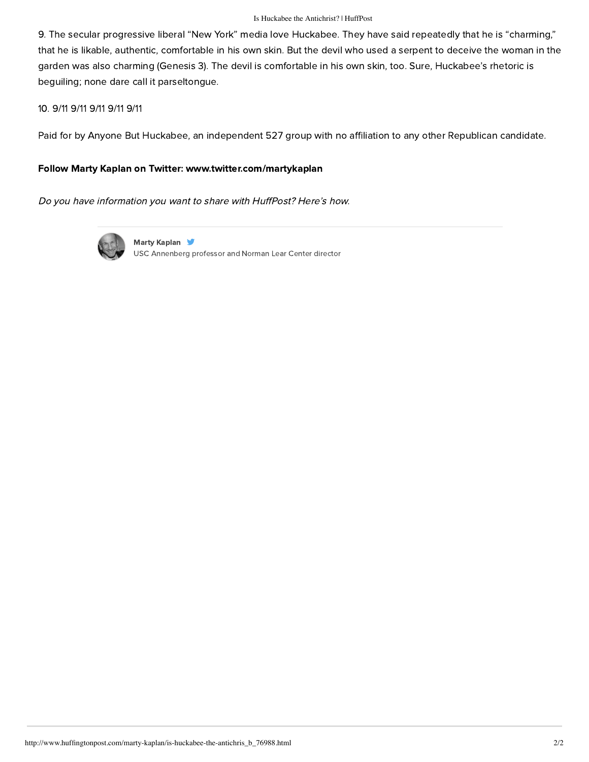9. The secular progressive liberal “New York” media love Huckabee. They have said repeatedly that he is “charming,” that he is likable, authentic, comfortable in his own skin. But the devil who used a serpent to deceive the woman in the garden was also charming (Genesis 3). The devil is comfortable in his own skin, too. Sure, Huckabee’s rhetoric is beguiling; none dare call it parseltongue.

10. 9/11 9/11 9/11 9/11 9/11

Paid for by Anyone But Huckabee, an independent 527 group with no affiliation to any other Republican candidate.

**Follow Marty Kaplan on Twitter: www.twitter.com/martykaplan**

*Do you have information you want to share with HuffPost? Here’s how.*

**Marty Kaplan**
USC Annenberg professor and Norman Lear Center director